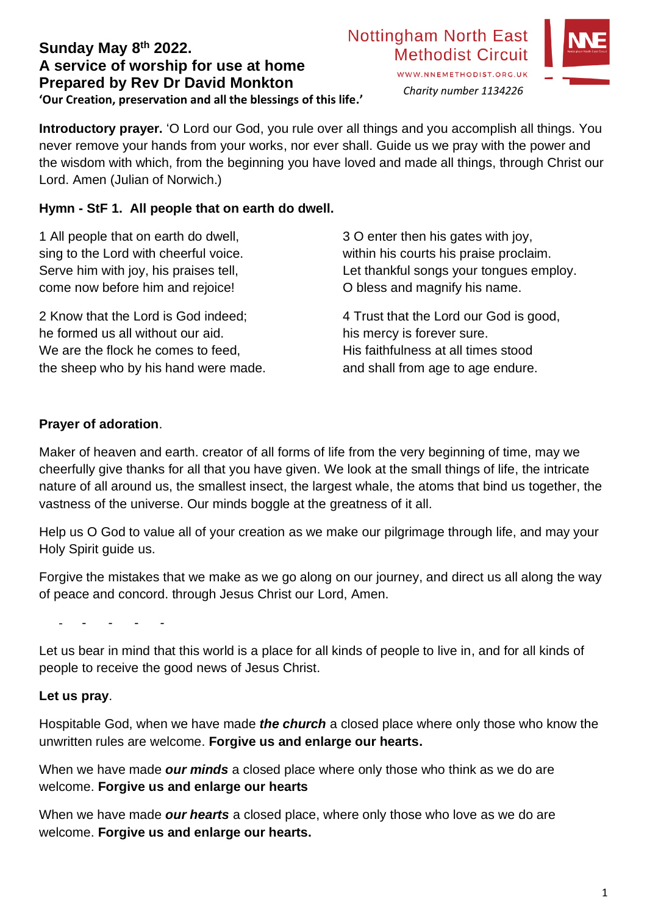**Sunday May 8th 2022.**
**A service of worship for use at home**
**Prepared by Rev Dr David Monkton**
**'Our Creation, preservation and all the blessings of this life.'**

Nottingham North East Methodist Circuit
WWW.NNEMETHODIST.ORG.UK
*Charity number 1134226*

**Introductory prayer.** 'O Lord our God, you rule over all things and you accomplish all things. You never remove your hands from your works, nor ever shall. Guide us we pray with the power and the wisdom with which, from the beginning you have loved and made all things, through Christ our Lord. Amen (Julian of Norwich.)

**Hymn - StF 1. All people that on earth do dwell.**

1 All people that on earth do dwell,
sing to the Lord with cheerful voice.
Serve him with joy, his praises tell,
come now before him and rejoice!

2 Know that the Lord is God indeed;
he formed us all without our aid.
We are the flock he comes to feed,
the sheep who by his hand were made.

3 O enter then his gates with joy,
within his courts his praise proclaim.
Let thankful songs your tongues employ.
O bless and magnify his name.

4 Trust that the Lord our God is good,
his mercy is forever sure.
His faithfulness at all times stood
and shall from age to age endure.

**Prayer of adoration**.

Maker of heaven and earth. creator of all forms of life from the very beginning of time, may we cheerfully give thanks for all that you have given. We look at the small things of life, the intricate nature of all around us, the smallest insect, the largest whale, the atoms that bind us together, the vastness of the universe. Our minds boggle at the greatness of it all.

Help us O God to value all of your creation as we make our pilgrimage through life, and may your Holy Spirit guide us.

Forgive the mistakes that we make as we go along on our journey, and direct us all along the way of peace and concord. through Jesus Christ our Lord, Amen.

- - - - -

Let us bear in mind that this world is a place for all kinds of people to live in, and for all kinds of people to receive the good news of Jesus Christ.

**Let us pray**.

Hospitable God, when we have made ***the church*** a closed place where only those who know the unwritten rules are welcome. **Forgive us and enlarge our hearts.**

When we have made ***our minds*** a closed place where only those who think as we do are welcome. **Forgive us and enlarge our hearts**

When we have made ***our hearts*** a closed place, where only those who love as we do are welcome. **Forgive us and enlarge our hearts.**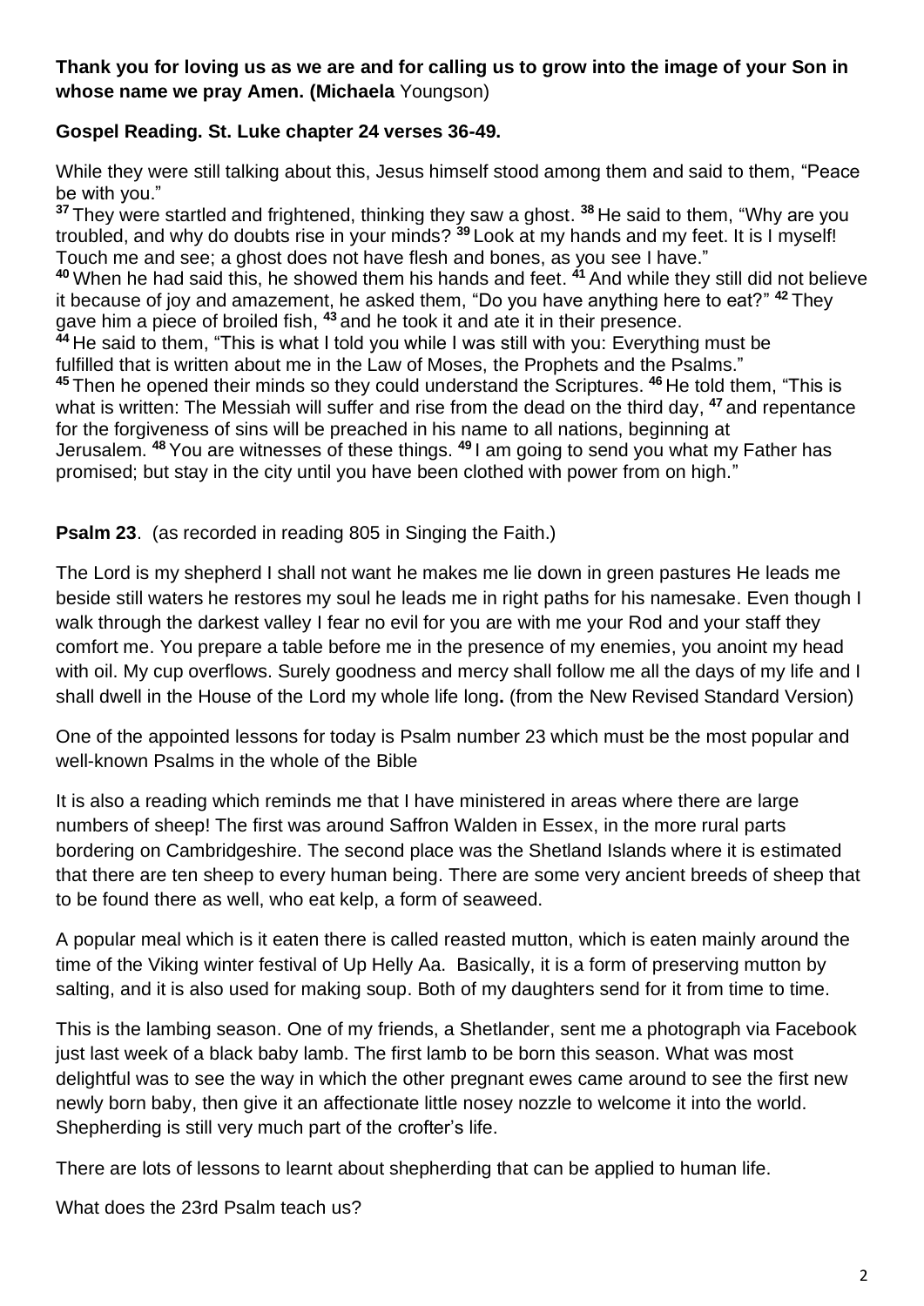**Thank you for loving us as we are and for calling us to grow into the image of your Son in whose name we pray Amen. (Michaela** Youngson)

**Gospel Reading. St. Luke chapter 24 verses 36-49.**

While they were still talking about this, Jesus himself stood among them and said to them, "Peace be with you."
[37] They were startled and frightened, thinking they saw a ghost. [38] He said to them, "Why are you troubled, and why do doubts rise in your minds? [39] Look at my hands and my feet. It is I myself! Touch me and see; a ghost does not have flesh and bones, as you see I have."
[40] When he had said this, he showed them his hands and feet. [41] And while they still did not believe it because of joy and amazement, he asked them, "Do you have anything here to eat?" [42] They gave him a piece of broiled fish, [43] and he took it and ate it in their presence.
[44] He said to them, "This is what I told you while I was still with you: Everything must be fulfilled that is written about me in the Law of Moses, the Prophets and the Psalms."
[45] Then he opened their minds so they could understand the Scriptures. [46] He told them, "This is what is written: The Messiah will suffer and rise from the dead on the third day, [47] and repentance for the forgiveness of sins will be preached in his name to all nations, beginning at Jerusalem. [48] You are witnesses of these things. [49] I am going to send you what my Father has promised; but stay in the city until you have been clothed with power from on high."

**Psalm 23**. (as recorded in reading 805 in Singing the Faith.)

The Lord is my shepherd I shall not want he makes me lie down in green pastures He leads me beside still waters he restores my soul he leads me in right paths for his namesake. Even though I walk through the darkest valley I fear no evil for you are with me your Rod and your staff they comfort me. You prepare a table before me in the presence of my enemies, you anoint my head with oil. My cup overflows. Surely goodness and mercy shall follow me all the days of my life and I shall dwell in the House of the Lord my whole life long**.** (from the New Revised Standard Version)

One of the appointed lessons for today is Psalm number 23 which must be the most popular and well-known Psalms in the whole of the Bible

It is also a reading which reminds me that I have ministered in areas where there are large numbers of sheep! The first was around Saffron Walden in Essex, in the more rural parts bordering on Cambridgeshire. The second place was the Shetland Islands where it is estimated that there are ten sheep to every human being. There are some very ancient breeds of sheep that to be found there as well, who eat kelp, a form of seaweed.

A popular meal which is it eaten there is called reasted mutton, which is eaten mainly around the time of the Viking winter festival of Up Helly Aa. Basically, it is a form of preserving mutton by salting, and it is also used for making soup. Both of my daughters send for it from time to time.

This is the lambing season. One of my friends, a Shetlander, sent me a photograph via Facebook just last week of a black baby lamb. The first lamb to be born this season. What was most delightful was to see the way in which the other pregnant ewes came around to see the first new newly born baby, then give it an affectionate little nosey nozzle to welcome it into the world. Shepherding is still very much part of the crofter's life.

There are lots of lessons to learnt about shepherding that can be applied to human life.

What does the 23rd Psalm teach us?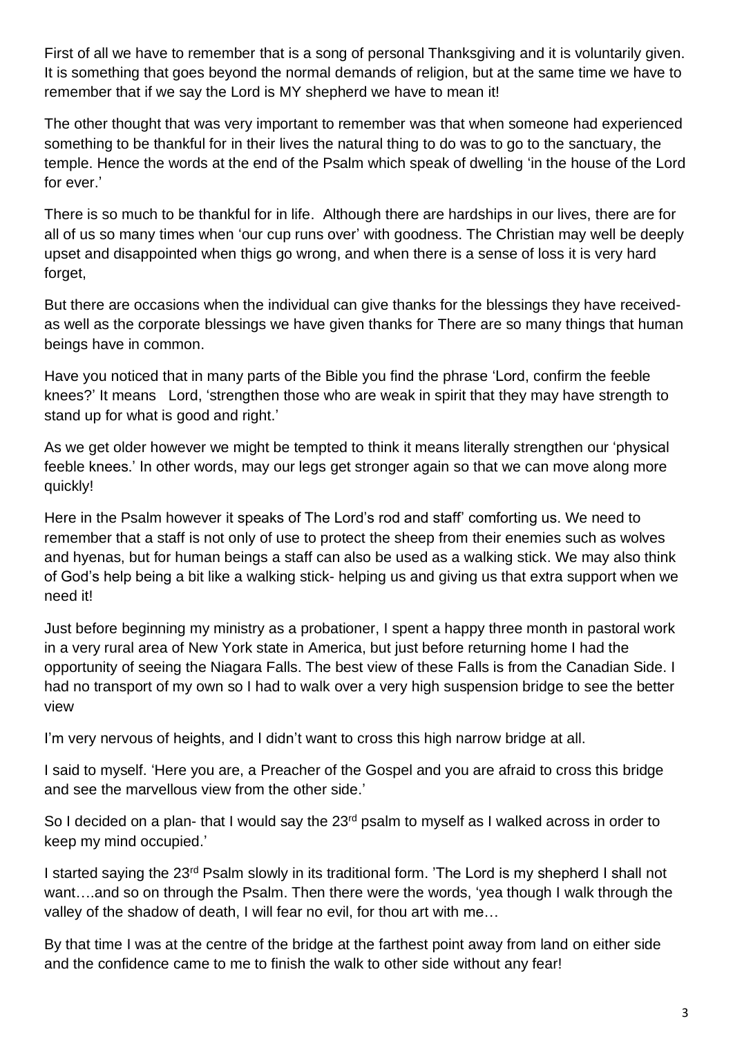First of all we have to remember that is a song of personal Thanksgiving and it is voluntarily given. It is something that goes beyond the normal demands of religion, but at the same time we have to remember that if we say the Lord is MY shepherd we have to mean it!

The other thought that was very important to remember was that when someone had experienced something to be thankful for in their lives the natural thing to do was to go to the sanctuary, the temple. Hence the words at the end of the Psalm which speak of dwelling 'in the house of the Lord for ever.'

There is so much to be thankful for in life. Although there are hardships in our lives, there are for all of us so many times when 'our cup runs over' with goodness. The Christian may well be deeply upset and disappointed when thigs go wrong, and when there is a sense of loss it is very hard forget,

But there are occasions when the individual can give thanks for the blessings they have received- as well as the corporate blessings we have given thanks for There are so many things that human beings have in common.

Have you noticed that in many parts of the Bible you find the phrase 'Lord, confirm the feeble knees?' It means Lord, 'strengthen those who are weak in spirit that they may have strength to stand up for what is good and right.'

As we get older however we might be tempted to think it means literally strengthen our 'physical feeble knees.' In other words, may our legs get stronger again so that we can move along more quickly!

Here in the Psalm however it speaks of The Lord's rod and staff' comforting us. We need to remember that a staff is not only of use to protect the sheep from their enemies such as wolves and hyenas, but for human beings a staff can also be used as a walking stick. We may also think of God's help being a bit like a walking stick- helping us and giving us that extra support when we need it!

Just before beginning my ministry as a probationer, I spent a happy three month in pastoral work in a very rural area of New York state in America, but just before returning home I had the opportunity of seeing the Niagara Falls. The best view of these Falls is from the Canadian Side. I had no transport of my own so I had to walk over a very high suspension bridge to see the better view

I'm very nervous of heights, and I didn't want to cross this high narrow bridge at all.

I said to myself. 'Here you are, a Preacher of the Gospel and you are afraid to cross this bridge and see the marvellous view from the other side.'

So I decided on a plan- that I would say the 23rd psalm to myself as I walked across in order to keep my mind occupied.'

I started saying the 23rd Psalm slowly in its traditional form. 'The Lord is my shepherd I shall not want….and so on through the Psalm. Then there were the words, 'yea though I walk through the valley of the shadow of death, I will fear no evil, for thou art with me…

By that time I was at the centre of the bridge at the farthest point away from land on either side and the confidence came to me to finish the walk to other side without any fear!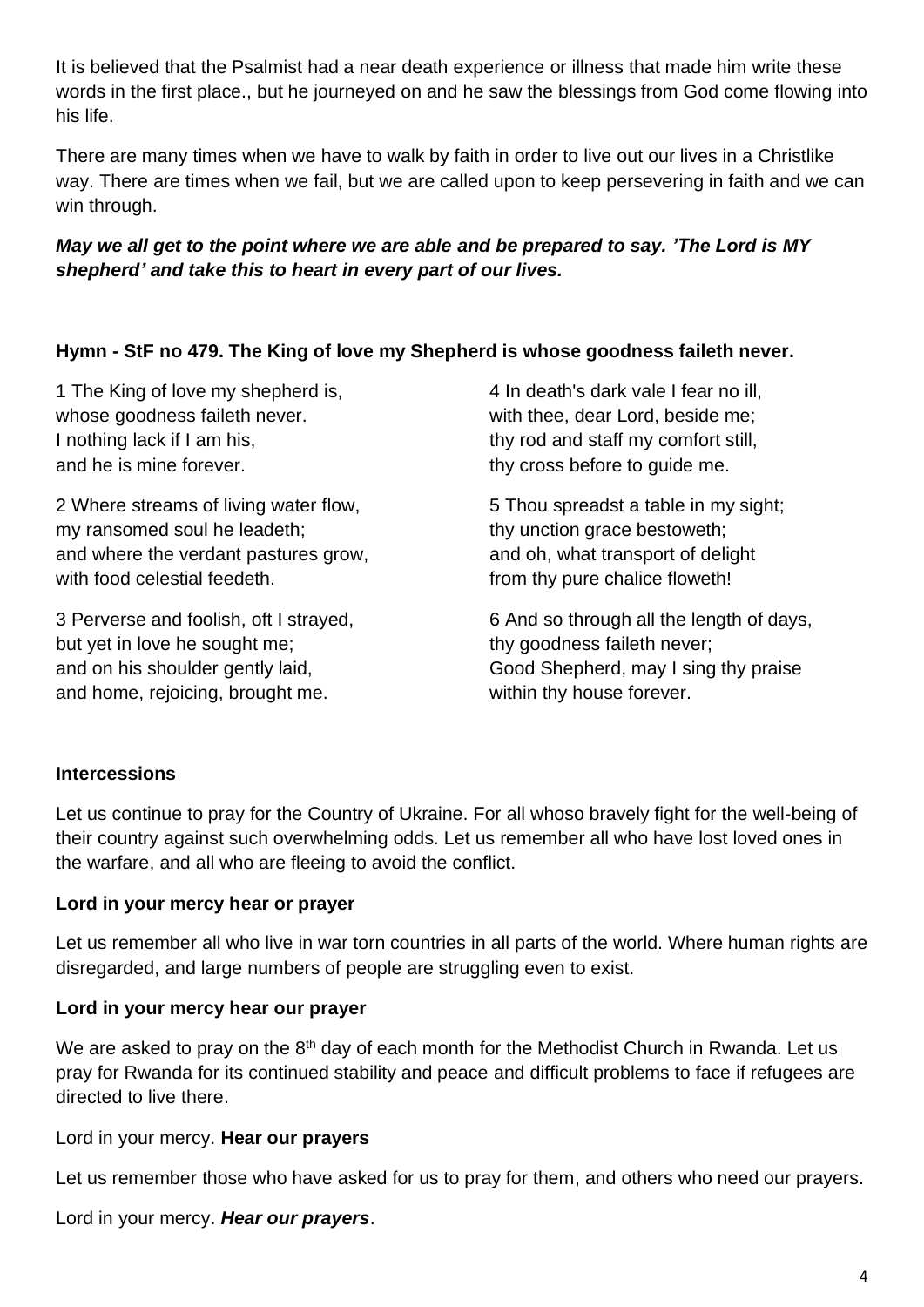It is believed that the Psalmist had a near death experience or illness that made him write these words in the first place., but he journeyed on and he saw the blessings from God come flowing into his life.

There are many times when we have to walk by faith in order to live out our lives in a Christlike way. There are times when we fail, but we are called upon to keep persevering in faith and we can win through.

***May we all get to the point where we are able and be prepared to say. 'The Lord is MY shepherd' and take this to heart in every part of our lives.***

**Hymn - StF no 479. The King of love my Shepherd is whose goodness faileth never.**

1 The King of love my shepherd is,
whose goodness faileth never.
I nothing lack if I am his,
and he is mine forever.

2 Where streams of living water flow,
my ransomed soul he leadeth;
and where the verdant pastures grow,
with food celestial feedeth.

3 Perverse and foolish, oft I strayed,
but yet in love he sought me;
and on his shoulder gently laid,
and home, rejoicing, brought me.

4 In death's dark vale I fear no ill,
with thee, dear Lord, beside me;
thy rod and staff my comfort still,
thy cross before to guide me.

5 Thou spreadst a table in my sight;
thy unction grace bestoweth;
and oh, what transport of delight
from thy pure chalice floweth!

6 And so through all the length of days,
thy goodness faileth never;
Good Shepherd, may I sing thy praise
within thy house forever.

**Intercessions**

Let us continue to pray for the Country of Ukraine. For all whoso bravely fight for the well-being of their country against such overwhelming odds. Let us remember all who have lost loved ones in the warfare, and all who are fleeing to avoid the conflict.

**Lord in your mercy hear or prayer**

Let us remember all who live in war torn countries in all parts of the world. Where human rights are disregarded, and large numbers of people are struggling even to exist.

**Lord in your mercy hear our prayer**

We are asked to pray on the 8th day of each month for the Methodist Church in Rwanda. Let us pray for Rwanda for its continued stability and peace and difficult problems to face if refugees are directed to live there.

Lord in your mercy. **Hear our prayers**

Let us remember those who have asked for us to pray for them, and others who need our prayers.

Lord in your mercy. ***Hear our prayers***.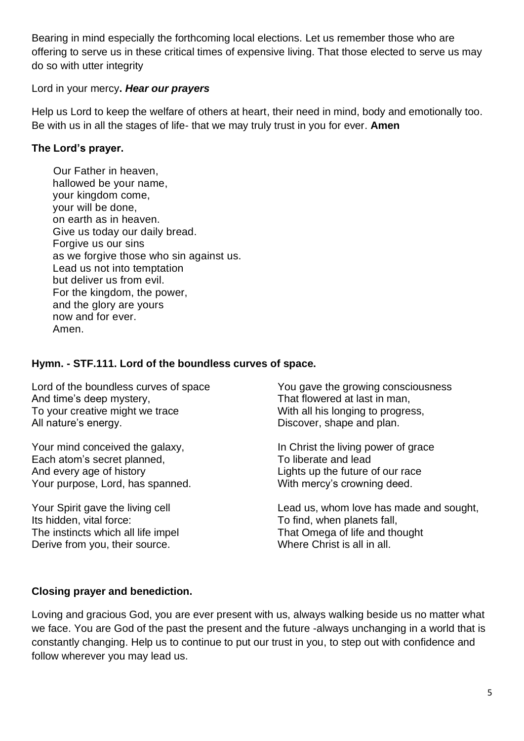Bearing in mind especially the forthcoming local elections. Let us remember those who are offering to serve us in these critical times of expensive living. That those elected to serve us may do so with utter integrity

Lord in your mercy**.** ***Hear our prayers***

Help us Lord to keep the welfare of others at heart, their need in mind, body and emotionally too. Be with us in all the stages of life- that we may truly trust in you for ever. **Amen**

**The Lord's prayer.**

Our Father in heaven,  
hallowed be your name,  
your kingdom come,  
your will be done,  
on earth as in heaven.  
Give us today our daily bread.  
Forgive us our sins  
as we forgive those who sin against us.  
Lead us not into temptation  
but deliver us from evil.  
For the kingdom, the power,  
and the glory are yours  
now and for ever.  
Amen.

**Hymn. - STF.111. Lord of the boundless curves of space.**

Lord of the boundless curves of space  
And time's deep mystery,  
To your creative might we trace  
All nature's energy.

Your mind conceived the galaxy,  
Each atom's secret planned,  
And every age of history  
Your purpose, Lord, has spanned.

Your Spirit gave the living cell  
Its hidden, vital force:  
The instincts which all life impel  
Derive from you, their source.

You gave the growing consciousness  
That flowered at last in man,  
With all his longing to progress,  
Discover, shape and plan.

In Christ the living power of grace  
To liberate and lead  
Lights up the future of our race  
With mercy's crowning deed.

Lead us, whom love has made and sought,  
To find, when planets fall,  
That Omega of life and thought  
Where Christ is all in all.

**Closing prayer and benediction.**

Loving and gracious God, you are ever present with us, always walking beside us no matter what we face. You are God of the past the present and the future -always unchanging in a world that is constantly changing. Help us to continue to put our trust in you, to step out with confidence and follow wherever you may lead us.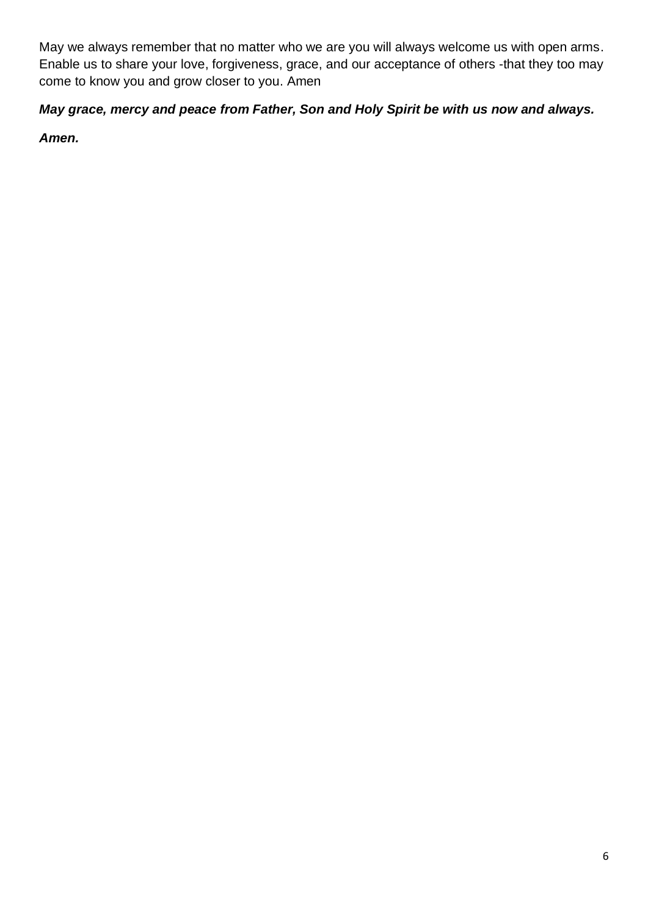May we always remember that no matter who we are you will always welcome us with open arms. Enable us to share your love, forgiveness, grace, and our acceptance of others -that they too may come to know you and grow closer to you. Amen

***May grace, mercy and peace from Father, Son and Holy Spirit be with us now and always.***

***Amen.***